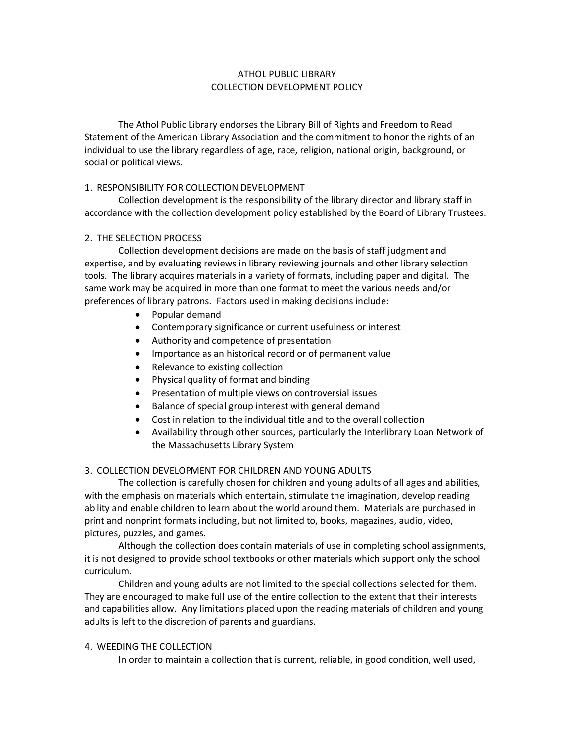# ATHOL PUBLIC LIBRARY

## COLLECTION DEVELOPMENT POLICY

The Athol Public Library endorses the Library Bill of Rights and Freedom to Read Statement of the American Library Association and the commitment to honor the rights of an individual to use the library regardless of age, race, religion, national origin, background, or social or political views.

### 1. RESPONSIBILITY FOR COLLECTION DEVELOPMENT

Collection development is the responsibility of the library director and library staff in accordance with the collection development policy established by the Board of Library Trustees.

### 2. THE SELECTION PROCESS

Collection development decisions are made on the basis of staff judgment and expertise, and by evaluating reviews in library reviewing journals and other library selection tools. The library acquires materials in a variety of formats, including paper and digital. The same work may be acquired in more than one format to meet the various needs and/or preferences of library patrons. Factors used in making decisions include:

- Popular demand
- Contemporary significance or current usefulness or interest
- Authority and competence of presentation
- Importance as an historical record or of permanent value
- Relevance to existing collection
- Physical quality of format and binding
- Presentation of multiple views on controversial issues
- Balance of special group interest with general demand
- Cost in relation to the individual title and to the overall collection
- Availability through other sources, particularly the Interlibrary Loan Network of the Massachusetts Library System

### 3. COLLECTION DEVELOPMENT FOR CHILDREN AND YOUNG ADULTS

The collection is carefully chosen for children and young adults of all ages and abilities, with the emphasis on materials which entertain, stimulate the imagination, develop reading ability and enable children to learn about the world around them. Materials are purchased in print and nonprint formats including, but not limited to, books, magazines, audio, video, pictures, puzzles, and games.

Although the collection does contain materials of use in completing school assignments, it is not designed to provide school textbooks or other materials which support only the school curriculum.

Children and young adults are not limited to the special collections selected for them. They are encouraged to make full use of the entire collection to the extent that their interests and capabilities allow. Any limitations placed upon the reading materials of children and young adults is left to the discretion of parents and guardians.

### 4. WEEDING THE COLLECTION

In order to maintain a collection that is current, reliable, in good condition, well used,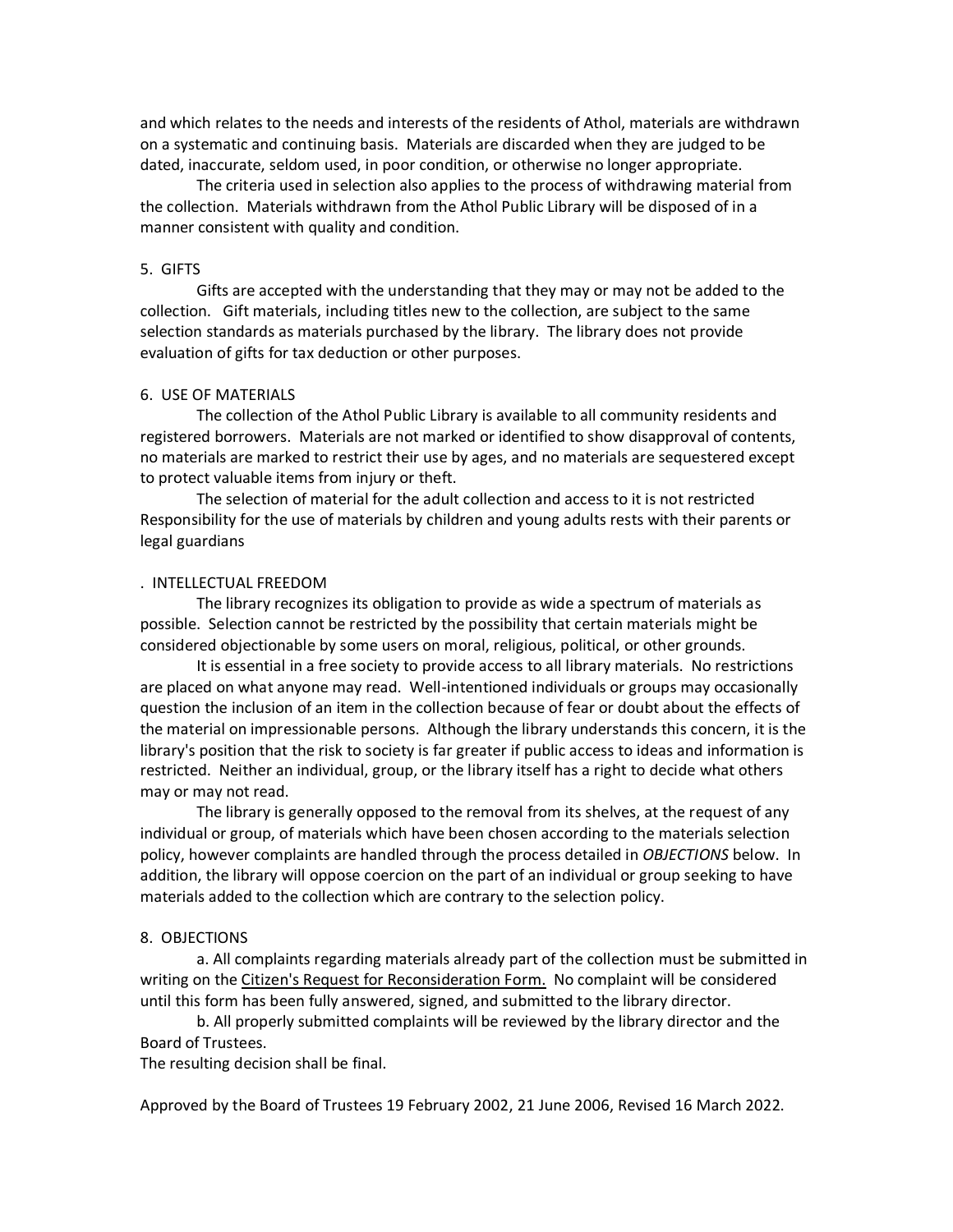and which relates to the needs and interests of the residents of Athol, materials are withdrawn on a systematic and continuing basis. Materials are discarded when they are judged to be dated, inaccurate, seldom used, in poor condition, or otherwise no longer appropriate.

The criteria used in selection also applies to the process of withdrawing material from the collection. Materials withdrawn from the Athol Public Library will be disposed of in a manner consistent with quality and condition.

## 5. GIFTS

Gifts are accepted with the understanding that they may or may not be added to the collection. Gift materials, including titles new to the collection, are subject to the same selection standards as materials purchased by the library. The library does not provide evaluation of gifts for tax deduction or other purposes.

## 6. USE OF MATERIALS

The collection of the Athol Public Library is available to all community residents and registered borrowers. Materials are not marked or identified to show disapproval of contents, no materials are marked to restrict their use by ages, and no materials are sequestered except to protect valuable items from injury or theft.

The selection of material for the adult collection and access to it is not restricted Responsibility for the use of materials by children and young adults rests with their parents or legal guardians

## . INTELLECTUAL FREEDOM

The library recognizes its obligation to provide as wide a spectrum of materials as possible. Selection cannot be restricted by the possibility that certain materials might be considered objectionable by some users on moral, religious, political, or other grounds.

It is essential in a free society to provide access to all library materials. No restrictions are placed on what anyone may read. Well-intentioned individuals or groups may occasionally question the inclusion of an item in the collection because of fear or doubt about the effects of the material on impressionable persons. Although the library understands this concern, it is the library's position that the risk to society is far greater if public access to ideas and information is restricted. Neither an individual, group, or the library itself has a right to decide what others may or may not read.

The library is generally opposed to the removal from its shelves, at the request of any individual or group, of materials which have been chosen according to the materials selection policy, however complaints are handled through the process detailed in *OBJECTIONS* below. In addition, the library will oppose coercion on the part of an individual or group seeking to have materials added to the collection which are contrary to the selection policy.

## 8. OBJECTIONS

a. All complaints regarding materials already part of the collection must be submitted in writing on the Citizen's Request for Reconsideration Form. No complaint will be considered until this form has been fully answered, signed, and submitted to the library director.

b. All properly submitted complaints will be reviewed by the library director and the Board of Trustees.

The resulting decision shall be final.

Approved by the Board of Trustees 19 February 2002, 21 June 2006, Revised 16 March 2022.